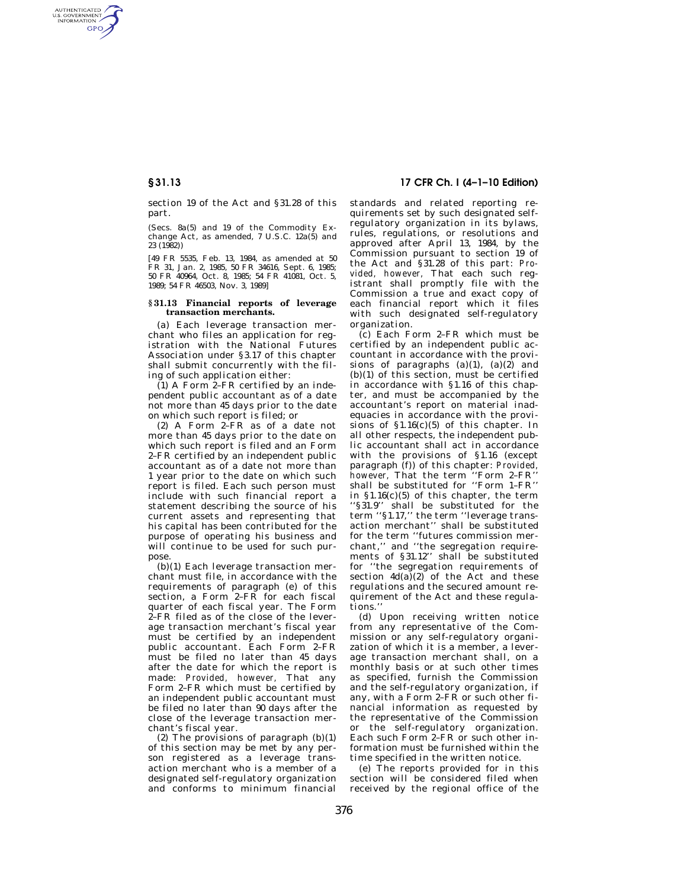section 19 of the Act and §31.28 of this part.

(Secs. 8a(5) and 19 of the Commodity Exchange Act, as amended, 7 U.S.C. 12a(5) and 23 (1982))

[49 FR 5535, Feb. 13, 1984, as amended at 50 FR 31, Jan. 2, 1985, 50 FR 34616, Sept. 6, 1985; 50 FR 40964, Oct. 8, 1985; 54 FR 41081, Oct. 5, 1989; 54 FR 46503, Nov. 3, 1989]

### §31.13 Financial reports of leverage transaction merchants.

(a) Each leverage transaction merchant who files an application for registration with the National Futures Association under §3.17 of this chapter shall submit concurrently with the filing of such application either:

(1) A Form 2–FR certified by an independent public accountant as of a date not more than 45 days prior to the date on which such report is filed; or

(2) A Form 2–FR as of a date not more than 45 days prior to the date on which such report is filed and an Form 2–FR certified by an independent public accountant as of a date not more than 1 year prior to the date on which such report is filed. Each such person must include with such financial report a statement describing the source of his current assets and representing that his capital has been contributed for the purpose of operating his business and will continue to be used for such purpose.

(b)(1) Each leverage transaction merchant must file, in accordance with the requirements of paragraph (e) of this section, a Form 2–FR for each fiscal quarter of each fiscal year. The Form 2–FR filed as of the close of the leverage transaction merchant's fiscal year must be certified by an independent public accountant. Each Form 2–FR must be filed no later than 45 days after the date for which the report is made: *Provided, however,* That any Form 2–FR which must be certified by an independent public accountant must be filed no later than 90 days after the close of the leverage transaction merchant's fiscal year.

(2) The provisions of paragraph (b)(1) of this section may be met by any person registered as a leverage transaction merchant who is a member of a designated self-regulatory organization and conforms to minimum financial standards and related reporting requirements set by such designated self-regulatory organization in its bylaws, rules, regulations, or resolutions and approved after April 13, 1984, by the Commission pursuant to section 19 of the Act and §31.28 of this part: *Provided, however,* That each such registrant shall promptly file with the Commission a true and exact copy of each financial report which it files with such designated self-regulatory organization.

(c) Each Form 2–FR which must be certified by an independent public accountant in accordance with the provisions of paragraphs (a)(1), (a)(2) and (b)(1) of this section, must be certified in accordance with §1.16 of this chapter, and must be accompanied by the accountant's report on material inadequacies in accordance with the provisions of §1.16(c)(5) of this chapter. In all other respects, the independent public accountant shall act in accordance with the provisions of §1.16 (except paragraph (f)) of this chapter: *Provided, however,* That the term ''Form 2–FR'' shall be substituted for ''Form 1–FR'' in §1.16(c)(5) of this chapter, the term ''§31.9'' shall be substituted for the term ''§1.17,'' the term ''leverage transaction merchant'' shall be substituted for the term ''futures commission merchant,'' and ''the segregation requirements of §31.12'' shall be substituted for ''the segregation requirements of section 4d(a)(2) of the Act and these regulations and the secured amount requirement of the Act and these regulations.''

(d) Upon receiving written notice from any representative of the Commission or any self-regulatory organization of which it is a member, a leverage transaction merchant shall, on a monthly basis or at such other times as specified, furnish the Commission and the self-regulatory organization, if any, with a Form 2–FR or such other financial information as requested by the representative of the Commission or the self-regulatory organization. Each such Form 2–FR or such other information must be furnished within the time specified in the written notice.

(e) The reports provided for in this section will be considered filed when received by the regional office of the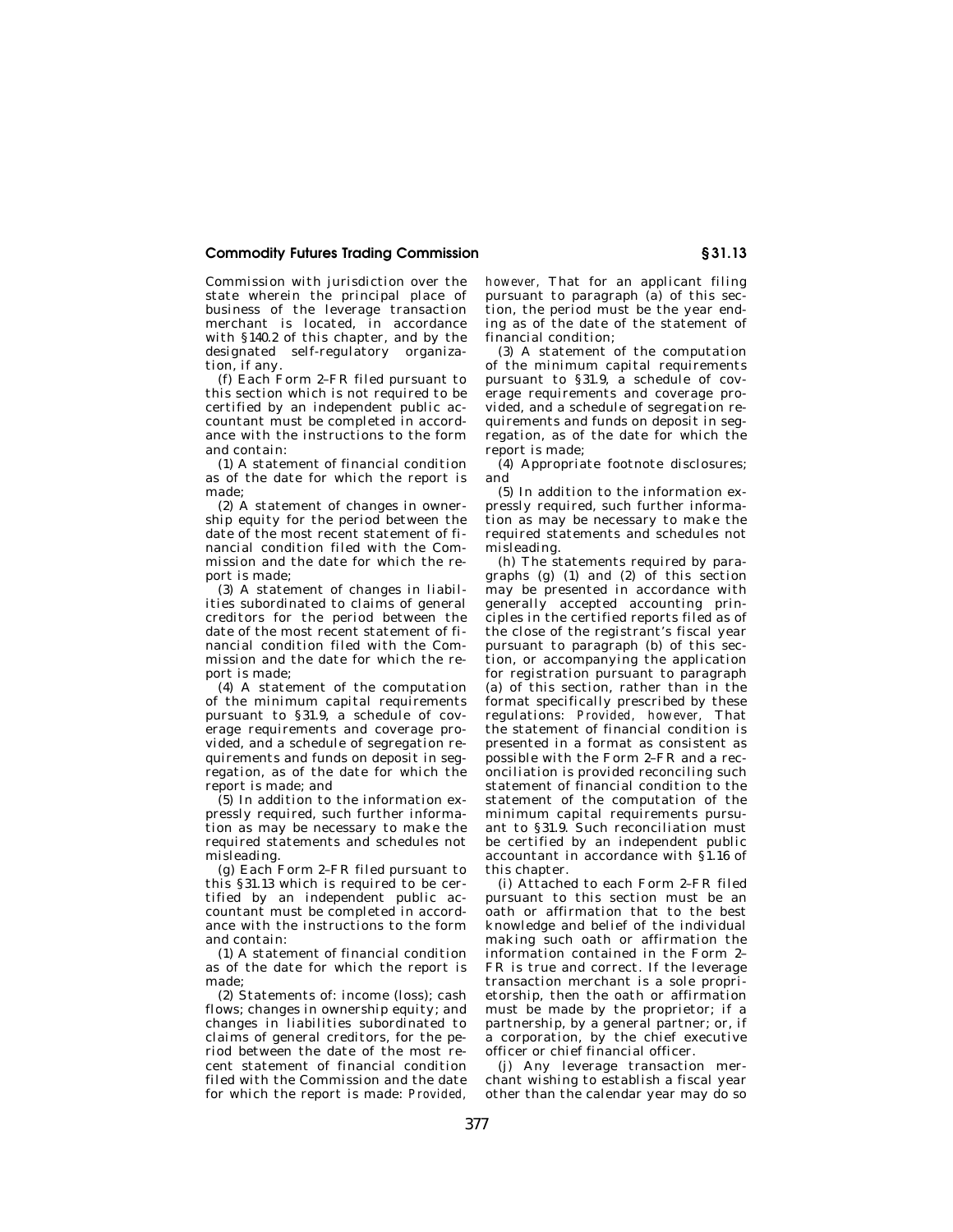Commission with jurisdiction over the state wherein the principal place of business of the leverage transaction merchant is located, in accordance with §140.2 of this chapter, and by the designated self-regulatory organization, if any.

(f) Each Form 2–FR filed pursuant to this section which is not required to be certified by an independent public accountant must be completed in accordance with the instructions to the form and contain:

(1) A statement of financial condition as of the date for which the report is made;

(2) A statement of changes in ownership equity for the period between the date of the most recent statement of financial condition filed with the Commission and the date for which the report is made;

(3) A statement of changes in liabilities subordinated to claims of general creditors for the period between the date of the most recent statement of financial condition filed with the Commission and the date for which the report is made;

(4) A statement of the computation of the minimum capital requirements pursuant to §31.9, a schedule of coverage requirements and coverage provided, and a schedule of segregation requirements and funds on deposit in segregation, as of the date for which the report is made; and

(5) In addition to the information expressly required, such further information as may be necessary to make the required statements and schedules not misleading.

(g) Each Form 2–FR filed pursuant to this §31.13 which is required to be certified by an independent public accountant must be completed in accordance with the instructions to the form and contain:

(1) A statement of financial condition as of the date for which the report is made;

(2) Statements of: income (loss); cash flows; changes in ownership equity; and changes in liabilities subordinated to claims of general creditors, for the period between the date of the most recent statement of financial condition filed with the Commission and the date for which the report is made: *Provided, however,* That for an applicant filing pursuant to paragraph (a) of this section, the period must be the year ending as of the date of the statement of financial condition;

(3) A statement of the computation of the minimum capital requirements pursuant to §31.9, a schedule of coverage requirements and coverage provided, and a schedule of segregation requirements and funds on deposit in segregation, as of the date for which the report is made;

(4) Appropriate footnote disclosures; and

(5) In addition to the information expressly required, such further information as may be necessary to make the required statements and schedules not misleading.

(h) The statements required by paragraphs (g) (1) and (2) of this section may be presented in accordance with generally accepted accounting principles in the certified reports filed as of the close of the registrant's fiscal year pursuant to paragraph (b) of this section, or accompanying the application for registration pursuant to paragraph (a) of this section, rather than in the format specifically prescribed by these regulations: *Provided, however,* That the statement of financial condition is presented in a format as consistent as possible with the Form 2–FR and a reconciliation is provided reconciling such statement of financial condition to the statement of the computation of the minimum capital requirements pursuant to §31.9. Such reconciliation must be certified by an independent public accountant in accordance with §1.16 of this chapter.

(i) Attached to each Form 2–FR filed pursuant to this section must be an oath or affirmation that to the best knowledge and belief of the individual making such oath or affirmation the information contained in the Form 2–FR is true and correct. If the leverage transaction merchant is a sole proprietorship, then the oath or affirmation must be made by the proprietor; if a partnership, by a general partner; or, if a corporation, by the chief executive officer or chief financial officer.

(j) Any leverage transaction merchant wishing to establish a fiscal year other than the calendar year may do so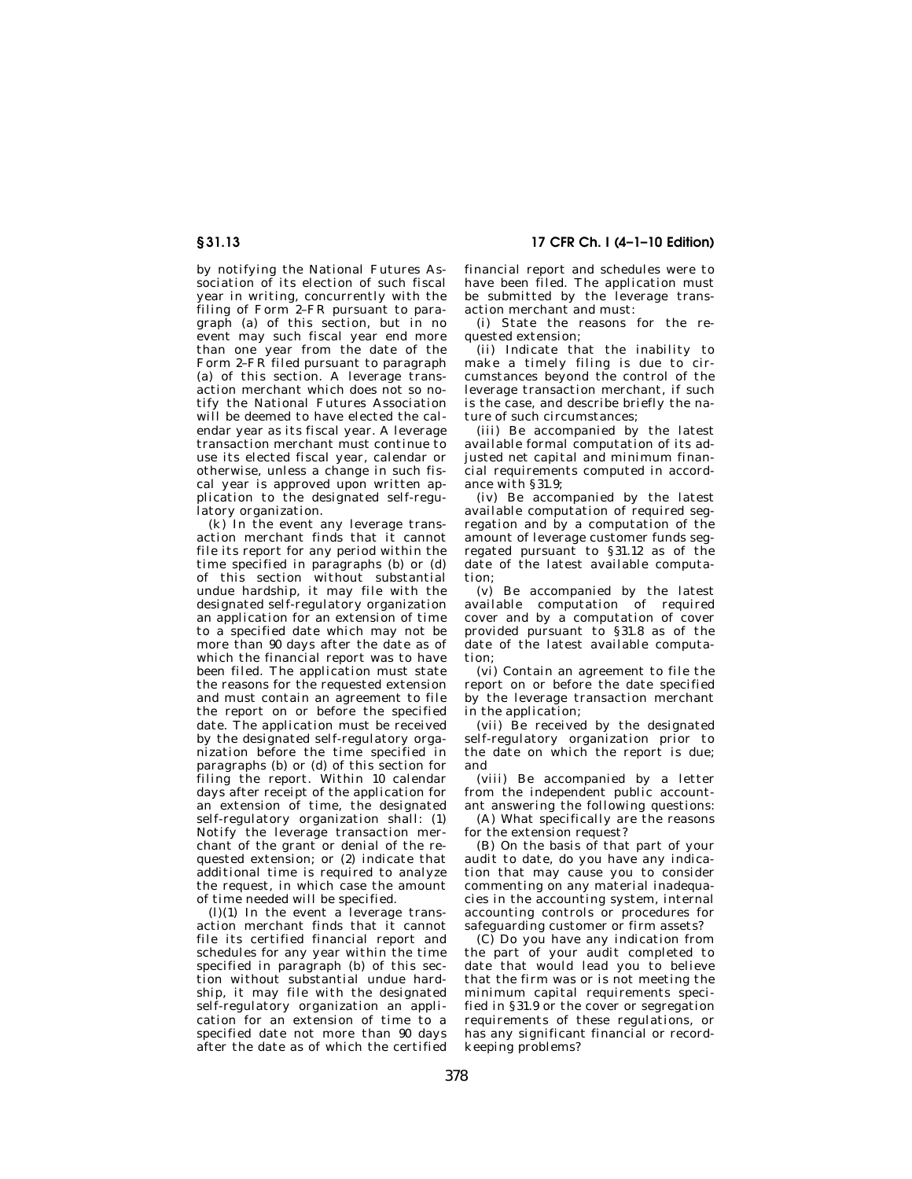by notifying the National Futures Association of its election of such fiscal year in writing, concurrently with the filing of Form 2–FR pursuant to paragraph (a) of this section, but in no event may such fiscal year end more than one year from the date of the Form 2–FR filed pursuant to paragraph (a) of this section. A leverage transaction merchant which does not so notify the National Futures Association will be deemed to have elected the calendar year as its fiscal year. A leverage transaction merchant must continue to use its elected fiscal year, calendar or otherwise, unless a change in such fiscal year is approved upon written application to the designated self-regulatory organization.

(k) In the event any leverage transaction merchant finds that it cannot file its report for any period within the time specified in paragraphs (b) or (d) of this section without substantial undue hardship, it may file with the designated self-regulatory organization an application for an extension of time to a specified date which may not be more than 90 days after the date as of which the financial report was to have been filed. The application must state the reasons for the requested extension and must contain an agreement to file the report on or before the specified date. The application must be received by the designated self-regulatory organization before the time specified in paragraphs (b) or (d) of this section for filing the report. Within 10 calendar days after receipt of the application for an extension of time, the designated self-regulatory organization shall: (1) Notify the leverage transaction merchant of the grant or denial of the requested extension; or (2) indicate that additional time is required to analyze the request, in which case the amount of time needed will be specified.

(l)(1) In the event a leverage transaction merchant finds that it cannot file its certified financial report and schedules for any year within the time specified in paragraph (b) of this section without substantial undue hardship, it may file with the designated self-regulatory organization an application for an extension of time to a specified date not more than 90 days after the date as of which the certified financial report and schedules were to have been filed. The application must be submitted by the leverage transaction merchant and must:

(i) State the reasons for the requested extension;

(ii) Indicate that the inability to make a timely filing is due to circumstances beyond the control of the leverage transaction merchant, if such is the case, and describe briefly the nature of such circumstances;

(iii) Be accompanied by the latest available formal computation of its adjusted net capital and minimum financial requirements computed in accordance with §31.9;

(iv) Be accompanied by the latest available computation of required segregation and by a computation of the amount of leverage customer funds segregated pursuant to §31.12 as of the date of the latest available computation;

(v) Be accompanied by the latest available computation of required cover and by a computation of cover provided pursuant to §31.8 as of the date of the latest available computation;

(vi) Contain an agreement to file the report on or before the date specified by the leverage transaction merchant in the application;

(vii) Be received by the designated self-regulatory organization prior to the date on which the report is due; and

(viii) Be accompanied by a letter from the independent public accountant answering the following questions:

(A) What specifically are the reasons for the extension request?

(B) On the basis of that part of your audit to date, do you have any indication that may cause you to consider commenting on any material inadequacies in the accounting system, internal accounting controls or procedures for safeguarding customer or firm assets?

(C) Do you have any indication from the part of your audit completed to date that would lead you to believe that the firm was or is not meeting the minimum capital requirements specified in §31.9 or the cover or segregation requirements of these regulations, or has any significant financial or recordkeeping problems?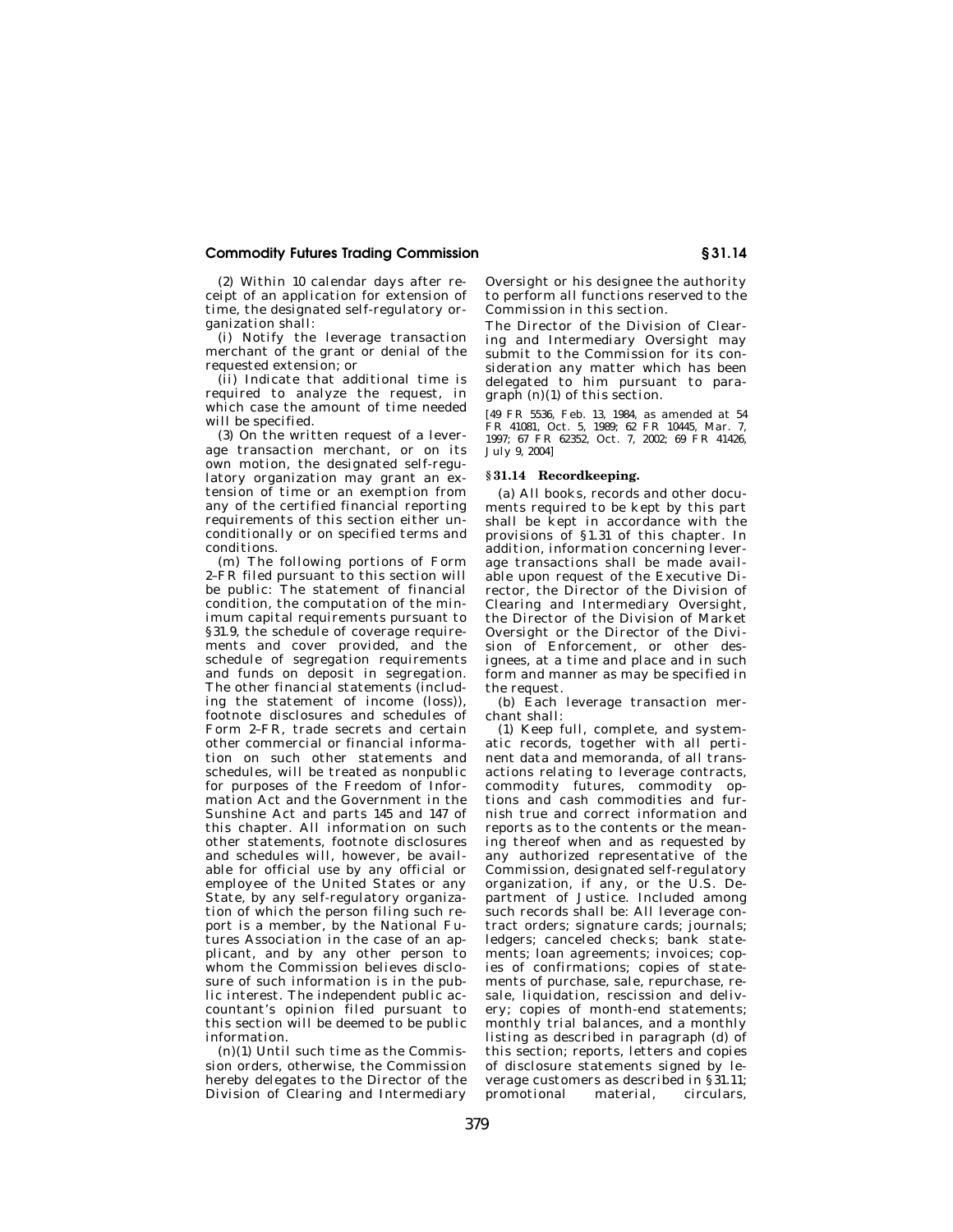(2) Within 10 calendar days after receipt of an application for extension of time, the designated self-regulatory organization shall:

(i) Notify the leverage transaction merchant of the grant or denial of the requested extension; or

(ii) Indicate that additional time is required to analyze the request, in which case the amount of time needed will be specified.

(3) On the written request of a leverage transaction merchant, or on its own motion, the designated self-regulatory organization may grant an extension of time or an exemption from any of the certified financial reporting requirements of this section either unconditionally or on specified terms and conditions.

(m) The following portions of Form 2–FR filed pursuant to this section will be public: The statement of financial condition, the computation of the minimum capital requirements pursuant to §31.9, the schedule of coverage requirements and cover provided, and the schedule of segregation requirements and funds on deposit in segregation. The other financial statements (including the statement of income (loss)), footnote disclosures and schedules of Form 2–FR, trade secrets and certain other commercial or financial information on such other statements and schedules, will be treated as nonpublic for purposes of the Freedom of Information Act and the Government in the Sunshine Act and parts 145 and 147 of this chapter. All information on such other statements, footnote disclosures and schedules will, however, be available for official use by any official or employee of the United States or any State, by any self-regulatory organization of which the person filing such report is a member, by the National Futures Association in the case of an applicant, and by any other person to whom the Commission believes disclosure of such information is in the public interest. The independent public accountant's opinion filed pursuant to this section will be deemed to be public information.

(n)(1) Until such time as the Commission orders, otherwise, the Commission hereby delegates to the Director of the Division of Clearing and Intermediary Oversight or his designee the authority to perform all functions reserved to the Commission in this section.

The Director of the Division of Clearing and Intermediary Oversight may submit to the Commission for its consideration any matter which has been delegated to him pursuant to paragraph (n)(1) of this section.

[49 FR 5536, Feb. 13, 1984, as amended at 54 FR 41081, Oct. 5, 1989; 62 FR 10445, Mar. 7, 1997; 67 FR 62352, Oct. 7, 2002; 69 FR 41426, July 9, 2004]

## § 31.14 Recordkeeping.

(a) All books, records and other documents required to be kept by this part shall be kept in accordance with the provisions of §1.31 of this chapter. In addition, information concerning leverage transactions shall be made available upon request of the Executive Director, the Director of the Division of Clearing and Intermediary Oversight, the Director of the Division of Market Oversight or the Director of the Division of Enforcement, or other designees, at a time and place and in such form and manner as may be specified in the request.

(b) Each leverage transaction merchant shall:

(1) Keep full, complete, and systematic records, together with all pertinent data and memoranda, of all transactions relating to leverage contracts, commodity futures, commodity options and cash commodities and furnish true and correct information and reports as to the contents or the meaning thereof when and as requested by any authorized representative of the Commission, designated self-regulatory organization, if any, or the U.S. Department of Justice. Included among such records shall be: All leverage contract orders; signature cards; journals; ledgers; canceled checks; bank statements; loan agreements; invoices; copies of confirmations; copies of statements of purchase, sale, repurchase, resale, liquidation, rescission and delivery; copies of month-end statements; monthly trial balances, and a monthly listing as described in paragraph (d) of this section; reports, letters and copies of disclosure statements signed by leverage customers as described in §31.11; promotional material, circulars,